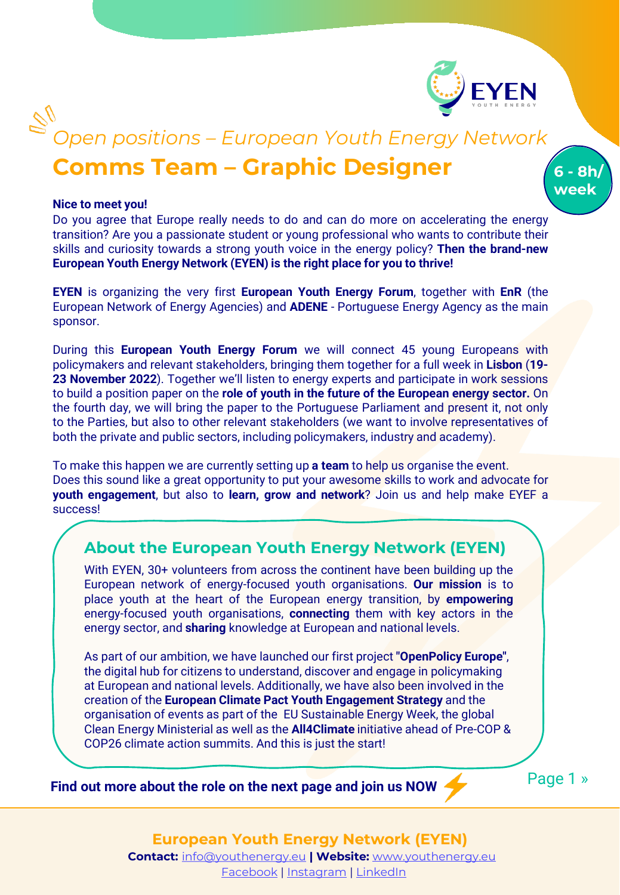*Open positions – European Youth Energy Network*

# Comms Team – Graphic Designer

**6 - 8h/ week**

**Nice to meet you!**

Do you agree that Europe really needs to do and can do more on accelerating the energy transition? Are you a passionate student or young professional who wants to contribute their skills and curiosity towards a strong youth voice in the energy policy? **Then the brand-new European Youth Energy Network (EYEN) is the right place for you to thrive!**

**EYEN** is organizing the very first **European Youth Energy Forum**, together with **EnR** (the European Network of Energy Agencies) and **ADENE** - Portuguese Energy Agency as the main sponsor.

During this **European Youth Energy Forum** we will connect 45 young Europeans with policymakers and relevant stakeholders, bringing them together for a full week in **Lisbon** (**19-23 November 2022**). Together we'll listen to energy experts and participate in work sessions to build a position paper on the **role of youth in the future of the European energy sector.** On the fourth day, we will bring the paper to the Portuguese Parliament and present it, not only to the Parties, but also to other relevant stakeholders (we want to involve representatives of both the private and public sectors, including policymakers, industry and academy).

To make this happen we are currently setting up **a team** to help us organise the event.
Does this sound like a great opportunity to put your awesome skills to work and advocate for **youth engagement**, but also to **learn, grow and network**? Join us and help make EYEF a success!

## About the European Youth Energy Network (EYEN)

With EYEN, 30+ volunteers from across the continent have been building up the European network of energy-focused youth organisations. **Our mission** is to place youth at the heart of the European energy transition, by **empowering** energy-focused youth organisations, **connecting** them with key actors in the energy sector, and **sharing** knowledge at European and national levels.

As part of our ambition, we have launched our first project **"OpenPolicy Europe"**, the digital hub for citizens to understand, discover and engage in policymaking at European and national levels. Additionally, we have also been involved in the creation of the **European Climate Pact Youth Engagement Strategy** and the organisation of events as part of the EU Sustainable Energy Week, the global Clean Energy Ministerial as well as the **All4Climate** initiative ahead of Pre-COP & COP26 climate action summits. And this is just the start!

**Find out more about the role on the next page and join us NOW** ⚡

**European Youth Energy Network (EYEN)**

**Contact:** info@youthenergy.eu **| Website:** www.youthenergy.eu

Facebook | Instagram | LinkedIn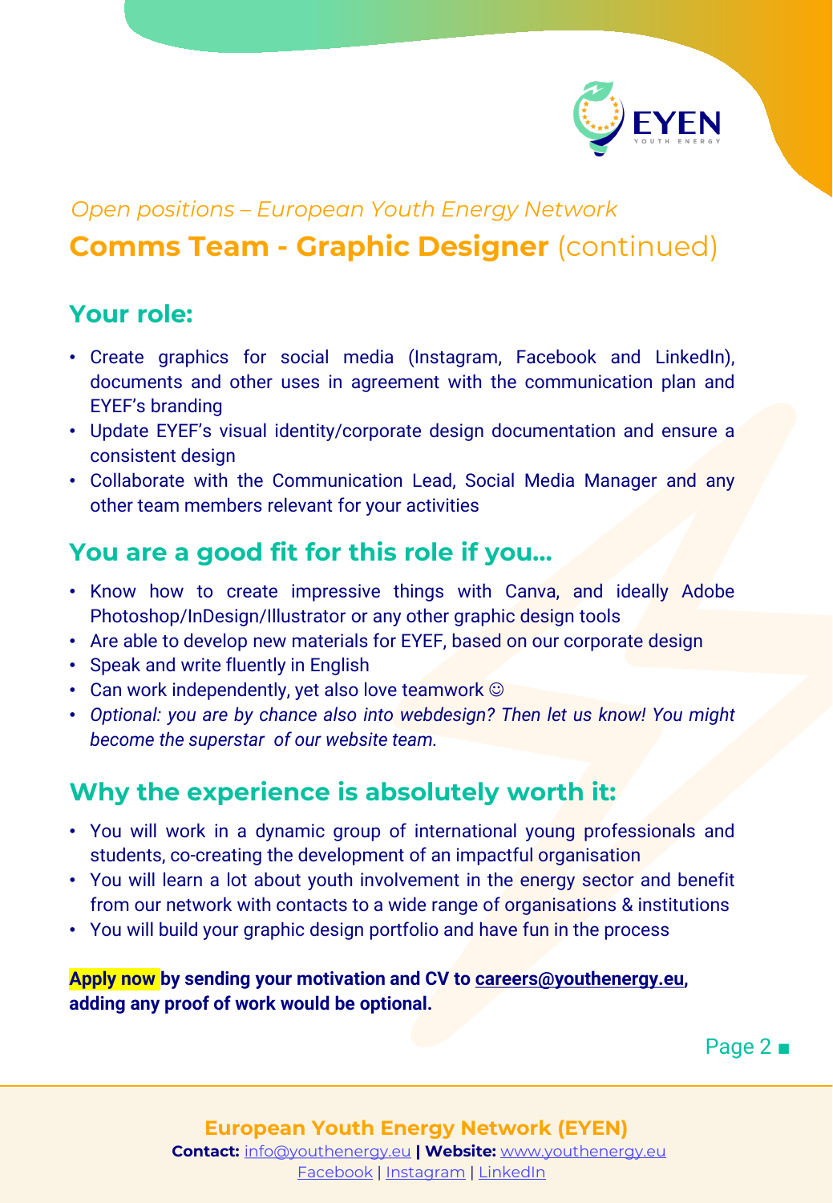*Open positions – European Youth Energy Network*

# **Comms Team - Graphic Designer** (continued)

## Your role:

- Create graphics for social media (Instagram, Facebook and LinkedIn), documents and other uses in agreement with the communication plan and EYEF's branding
- Update EYEF's visual identity/corporate design documentation and ensure a consistent design
- Collaborate with the Communication Lead, Social Media Manager and any other team members relevant for your activities

## You are a good fit for this role if you...

- Know how to create impressive things with Canva, and ideally Adobe Photoshop/InDesign/Illustrator or any other graphic design tools
- Are able to develop new materials for EYEF, based on our corporate design
- Speak and write fluently in English
- Can work independently, yet also love teamwork ☺
- *Optional: you are by chance also into webdesign? Then let us know! You might become the superstar of our website team.*

## Why the experience is absolutely worth it:

- You will work in a dynamic group of international young professionals and students, co-creating the development of an impactful organisation
- You will learn a lot about youth involvement in the energy sector and benefit from our network with contacts to a wide range of organisations & institutions
- You will build your graphic design portfolio and have fun in the process

**Apply now by sending your motivation and CV to careers@youthenergy.eu, adding any proof of work would be optional.**

**European Youth Energy Network (EYEN)**
**Contact:** info@youthenergy.eu **| Website:** www.youthenergy.eu
Facebook | Instagram | LinkedIn